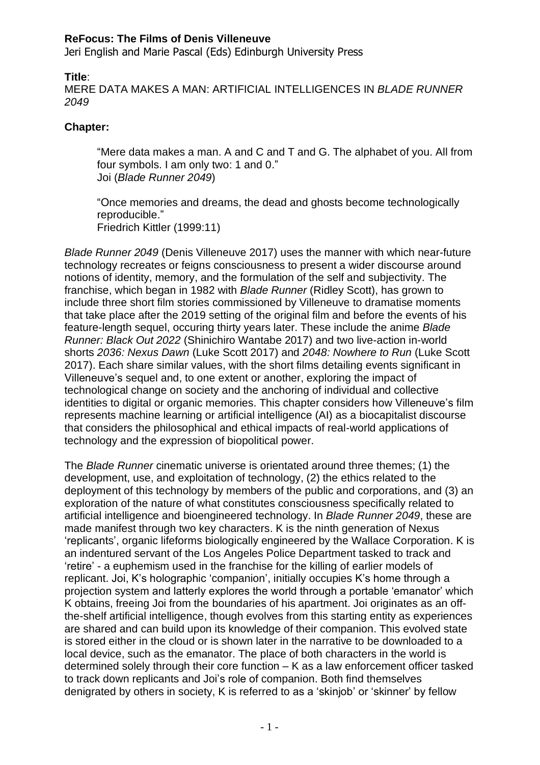**ReFocus: The Films of Denis Villeneuve**

Jeri English and Marie Pascal (Eds) Edinburgh University Press

**Title**:

MERE DATA MAKES A MAN: ARTIFICIAL INTELLIGENCES IN *BLADE RUNNER 2049*

**Chapter:**

> "Mere data makes a man. A and C and T and G. The alphabet of you. All from four symbols. I am only two: 1 and 0."
> Joi (*Blade Runner 2049*)

> "Once memories and dreams, the dead and ghosts become technologically reproducible."
> Friedrich Kittler (1999:11)

*Blade Runner 2049* (Denis Villeneuve 2017) uses the manner with which near-future technology recreates or feigns consciousness to present a wider discourse around notions of identity, memory, and the formulation of the self and subjectivity. The franchise, which began in 1982 with *Blade Runner* (Ridley Scott), has grown to include three short film stories commissioned by Villeneuve to dramatise moments that take place after the 2019 setting of the original film and before the events of his feature-length sequel, occuring thirty years later. These include the anime *Blade Runner: Black Out 2022* (Shinichiro Wantabe 2017) and two live-action in-world shorts *2036: Nexus Dawn* (Luke Scott 2017) and *2048: Nowhere to Run* (Luke Scott 2017). Each share similar values, with the short films detailing events significant in Villeneuve's sequel and, to one extent or another, exploring the impact of technological change on society and the anchoring of individual and collective identities to digital or organic memories. This chapter considers how Villeneuve's film represents machine learning or artificial intelligence (AI) as a biocapitalist discourse that considers the philosophical and ethical impacts of real-world applications of technology and the expression of biopolitical power.

The *Blade Runner* cinematic universe is orientated around three themes; (1) the development, use, and exploitation of technology, (2) the ethics related to the deployment of this technology by members of the public and corporations, and (3) an exploration of the nature of what constitutes consciousness specifically related to artificial intelligence and bioengineered technology. In *Blade Runner 2049*, these are made manifest through two key characters. K is the ninth generation of Nexus 'replicants', organic lifeforms biologically engineered by the Wallace Corporation. K is an indentured servant of the Los Angeles Police Department tasked to track and 'retire' - a euphemism used in the franchise for the killing of earlier models of replicant. Joi, K's holographic 'companion', initially occupies K's home through a projection system and latterly explores the world through a portable 'emanator' which K obtains, freeing Joi from the boundaries of his apartment. Joi originates as an off-the-shelf artificial intelligence, though evolves from this starting entity as experiences are shared and can build upon its knowledge of their companion. This evolved state is stored either in the cloud or is shown later in the narrative to be downloaded to a local device, such as the emanator. The place of both characters in the world is determined solely through their core function – K as a law enforcement officer tasked to track down replicants and Joi's role of companion. Both find themselves denigrated by others in society, K is referred to as a 'skinjob' or 'skinner' by fellow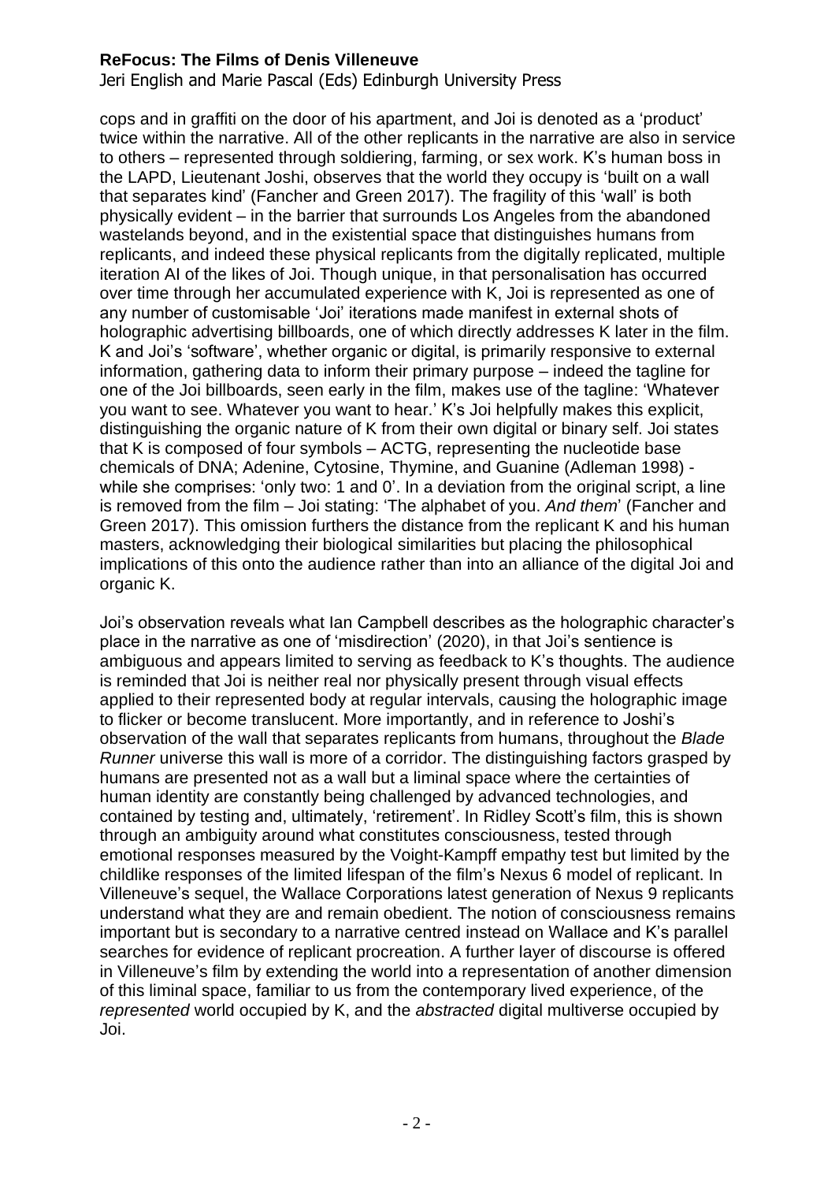cops and in graffiti on the door of his apartment, and Joi is denoted as a 'product' twice within the narrative. All of the other replicants in the narrative are also in service to others – represented through soldiering, farming, or sex work. K's human boss in the LAPD, Lieutenant Joshi, observes that the world they occupy is 'built on a wall that separates kind' (Fancher and Green 2017). The fragility of this 'wall' is both physically evident – in the barrier that surrounds Los Angeles from the abandoned wastelands beyond, and in the existential space that distinguishes humans from replicants, and indeed these physical replicants from the digitally replicated, multiple iteration AI of the likes of Joi. Though unique, in that personalisation has occurred over time through her accumulated experience with K, Joi is represented as one of any number of customisable 'Joi' iterations made manifest in external shots of holographic advertising billboards, one of which directly addresses K later in the film. K and Joi's 'software', whether organic or digital, is primarily responsive to external information, gathering data to inform their primary purpose – indeed the tagline for one of the Joi billboards, seen early in the film, makes use of the tagline: 'Whatever you want to see. Whatever you want to hear.' K's Joi helpfully makes this explicit, distinguishing the organic nature of K from their own digital or binary self. Joi states that K is composed of four symbols – ACTG, representing the nucleotide base chemicals of DNA; Adenine, Cytosine, Thymine, and Guanine (Adleman 1998) - while she comprises: 'only two: 1 and 0'. In a deviation from the original script, a line is removed from the film – Joi stating: 'The alphabet of you. *And them*' (Fancher and Green 2017). This omission furthers the distance from the replicant K and his human masters, acknowledging their biological similarities but placing the philosophical implications of this onto the audience rather than into an alliance of the digital Joi and organic K.

Joi's observation reveals what Ian Campbell describes as the holographic character's place in the narrative as one of 'misdirection' (2020), in that Joi's sentience is ambiguous and appears limited to serving as feedback to K's thoughts. The audience is reminded that Joi is neither real nor physically present through visual effects applied to their represented body at regular intervals, causing the holographic image to flicker or become translucent. More importantly, and in reference to Joshi's observation of the wall that separates replicants from humans, throughout the *Blade Runner* universe this wall is more of a corridor. The distinguishing factors grasped by humans are presented not as a wall but a liminal space where the certainties of human identity are constantly being challenged by advanced technologies, and contained by testing and, ultimately, 'retirement'. In Ridley Scott's film, this is shown through an ambiguity around what constitutes consciousness, tested through emotional responses measured by the Voight-Kampff empathy test but limited by the childlike responses of the limited lifespan of the film's Nexus 6 model of replicant. In Villeneuve's sequel, the Wallace Corporations latest generation of Nexus 9 replicants understand what they are and remain obedient. The notion of consciousness remains important but is secondary to a narrative centred instead on Wallace and K's parallel searches for evidence of replicant procreation. A further layer of discourse is offered in Villeneuve's film by extending the world into a representation of another dimension of this liminal space, familiar to us from the contemporary lived experience, of the *represented* world occupied by K, and the *abstracted* digital multiverse occupied by Joi.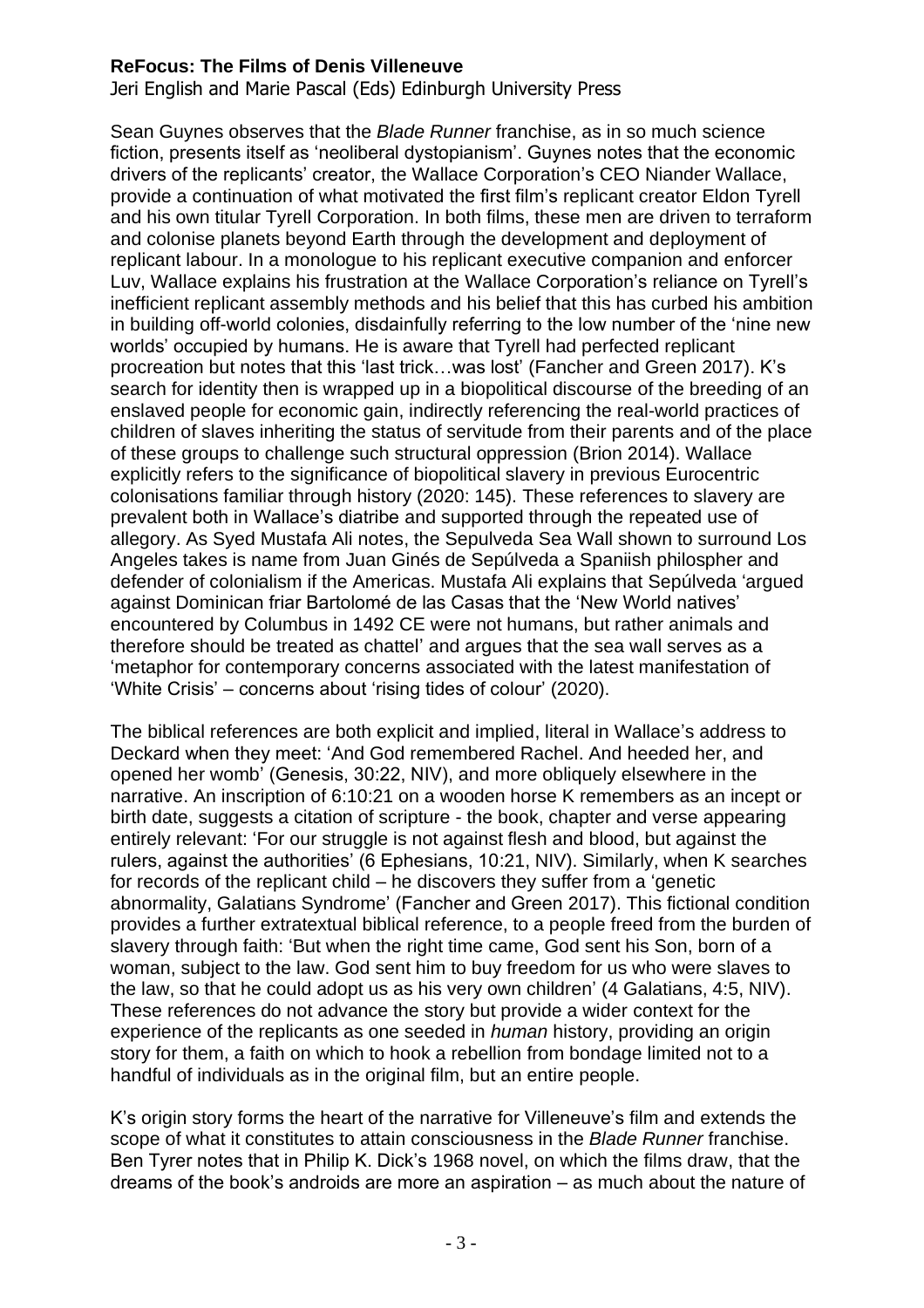**ReFocus: The Films of Denis Villeneuve**
Jeri English and Marie Pascal (Eds) Edinburgh University Press

Sean Guynes observes that the *Blade Runner* franchise, as in so much science fiction, presents itself as 'neoliberal dystopianism'. Guynes notes that the economic drivers of the replicants' creator, the Wallace Corporation's CEO Niander Wallace, provide a continuation of what motivated the first film's replicant creator Eldon Tyrell and his own titular Tyrell Corporation. In both films, these men are driven to terraform and colonise planets beyond Earth through the development and deployment of replicant labour. In a monologue to his replicant executive companion and enforcer Luv, Wallace explains his frustration at the Wallace Corporation's reliance on Tyrell's inefficient replicant assembly methods and his belief that this has curbed his ambition in building off-world colonies, disdainfully referring to the low number of the 'nine new worlds' occupied by humans. He is aware that Tyrell had perfected replicant procreation but notes that this 'last trick…was lost' (Fancher and Green 2017). K's search for identity then is wrapped up in a biopolitical discourse of the breeding of an enslaved people for economic gain, indirectly referencing the real-world practices of children of slaves inheriting the status of servitude from their parents and of the place of these groups to challenge such structural oppression (Brion 2014). Wallace explicitly refers to the significance of biopolitical slavery in previous Eurocentric colonisations familiar through history (2020: 145). These references to slavery are prevalent both in Wallace's diatribe and supported through the repeated use of allegory. As Syed Mustafa Ali notes, the Sepulveda Sea Wall shown to surround Los Angeles takes is name from Juan Ginés de Sepúlveda a Spaniish philospher and defender of colonialism if the Americas. Mustafa Ali explains that Sepúlveda 'argued against Dominican friar Bartolomé de las Casas that the 'New World natives' encountered by Columbus in 1492 CE were not humans, but rather animals and therefore should be treated as chattel' and argues that the sea wall serves as a 'metaphor for contemporary concerns associated with the latest manifestation of 'White Crisis' – concerns about 'rising tides of colour' (2020).

The biblical references are both explicit and implied, literal in Wallace's address to Deckard when they meet: 'And God remembered Rachel. And heeded her, and opened her womb' (Genesis, 30:22, NIV), and more obliquely elsewhere in the narrative. An inscription of 6:10:21 on a wooden horse K remembers as an incept or birth date, suggests a citation of scripture - the book, chapter and verse appearing entirely relevant: 'For our struggle is not against flesh and blood, but against the rulers, against the authorities' (6 Ephesians, 10:21, NIV). Similarly, when K searches for records of the replicant child – he discovers they suffer from a 'genetic abnormality, Galatians Syndrome' (Fancher and Green 2017). This fictional condition provides a further extratextual biblical reference, to a people freed from the burden of slavery through faith: 'But when the right time came, God sent his Son, born of a woman, subject to the law. God sent him to buy freedom for us who were slaves to the law, so that he could adopt us as his very own children' (4 Galatians, 4:5, NIV). These references do not advance the story but provide a wider context for the experience of the replicants as one seeded in *human* history, providing an origin story for them, a faith on which to hook a rebellion from bondage limited not to a handful of individuals as in the original film, but an entire people.

K's origin story forms the heart of the narrative for Villeneuve's film and extends the scope of what it constitutes to attain consciousness in the *Blade Runner* franchise. Ben Tyrer notes that in Philip K. Dick's 1968 novel, on which the films draw, that the dreams of the book's androids are more an aspiration – as much about the nature of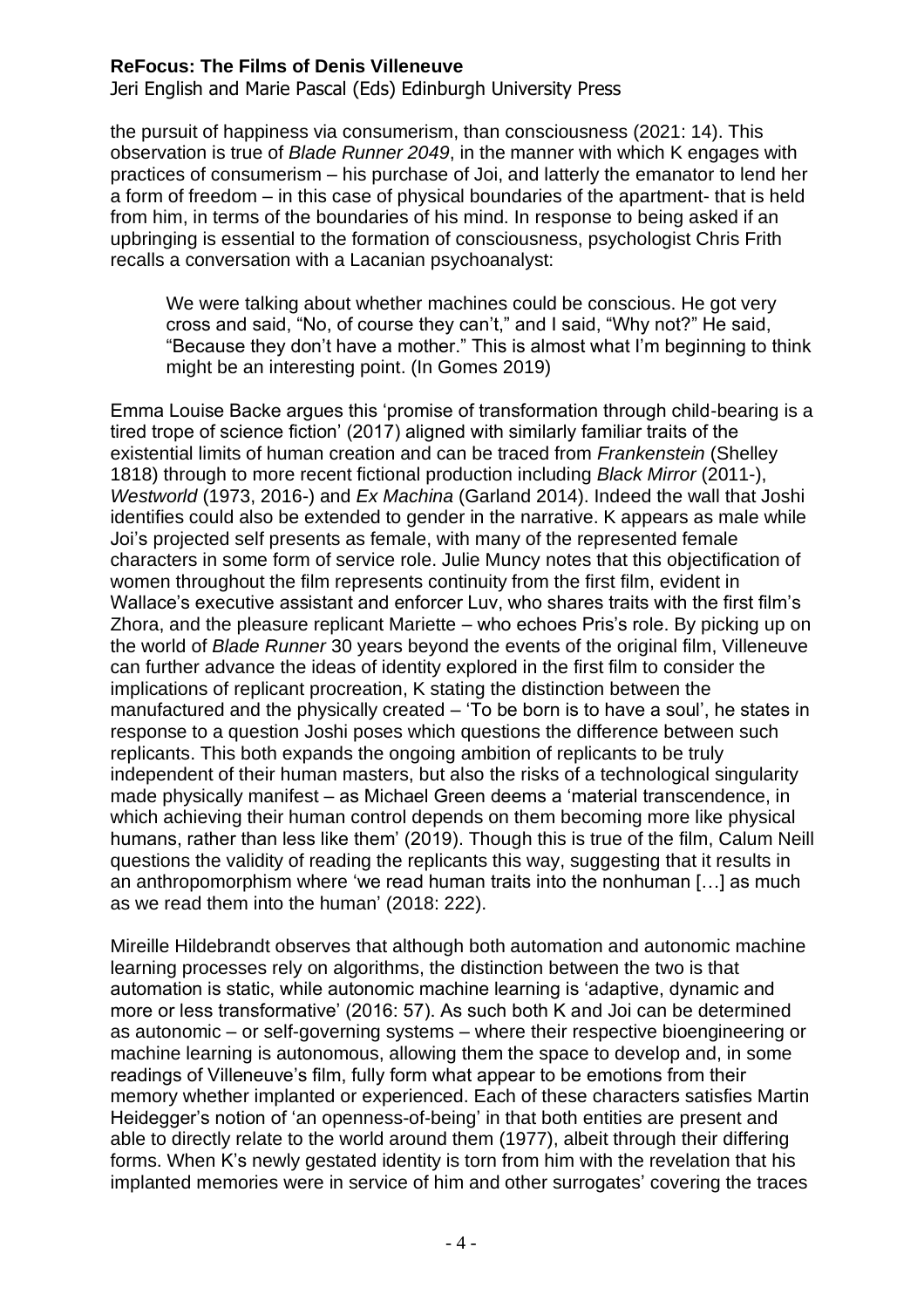the pursuit of happiness via consumerism, than consciousness (2021: 14). This observation is true of *Blade Runner 2049*, in the manner with which K engages with practices of consumerism – his purchase of Joi, and latterly the emanator to lend her a form of freedom – in this case of physical boundaries of the apartment- that is held from him, in terms of the boundaries of his mind. In response to being asked if an upbringing is essential to the formation of consciousness, psychologist Chris Frith recalls a conversation with a Lacanian psychoanalyst:

> We were talking about whether machines could be conscious. He got very cross and said, "No, of course they can't," and I said, "Why not?" He said, "Because they don't have a mother." This is almost what I'm beginning to think might be an interesting point. (In Gomes 2019)

Emma Louise Backe argues this 'promise of transformation through child-bearing is a tired trope of science fiction' (2017) aligned with similarly familiar traits of the existential limits of human creation and can be traced from *Frankenstein* (Shelley 1818) through to more recent fictional production including *Black Mirror* (2011-), *Westworld* (1973, 2016-) and *Ex Machina* (Garland 2014). Indeed the wall that Joshi identifies could also be extended to gender in the narrative. K appears as male while Joi's projected self presents as female, with many of the represented female characters in some form of service role. Julie Muncy notes that this objectification of women throughout the film represents continuity from the first film, evident in Wallace's executive assistant and enforcer Luv, who shares traits with the first film's Zhora, and the pleasure replicant Mariette – who echoes Pris's role. By picking up on the world of *Blade Runner* 30 years beyond the events of the original film, Villeneuve can further advance the ideas of identity explored in the first film to consider the implications of replicant procreation, K stating the distinction between the manufactured and the physically created – 'To be born is to have a soul', he states in response to a question Joshi poses which questions the difference between such replicants. This both expands the ongoing ambition of replicants to be truly independent of their human masters, but also the risks of a technological singularity made physically manifest – as Michael Green deems a 'material transcendence, in which achieving their human control depends on them becoming more like physical humans, rather than less like them' (2019). Though this is true of the film, Calum Neill questions the validity of reading the replicants this way, suggesting that it results in an anthropomorphism where 'we read human traits into the nonhuman […] as much as we read them into the human' (2018: 222).

Mireille Hildebrandt observes that although both automation and autonomic machine learning processes rely on algorithms, the distinction between the two is that automation is static, while autonomic machine learning is 'adaptive, dynamic and more or less transformative' (2016: 57). As such both K and Joi can be determined as autonomic – or self-governing systems – where their respective bioengineering or machine learning is autonomous, allowing them the space to develop and, in some readings of Villeneuve's film, fully form what appear to be emotions from their memory whether implanted or experienced. Each of these characters satisfies Martin Heidegger's notion of 'an openness-of-being' in that both entities are present and able to directly relate to the world around them (1977), albeit through their differing forms. When K's newly gestated identity is torn from him with the revelation that his implanted memories were in service of him and other surrogates' covering the traces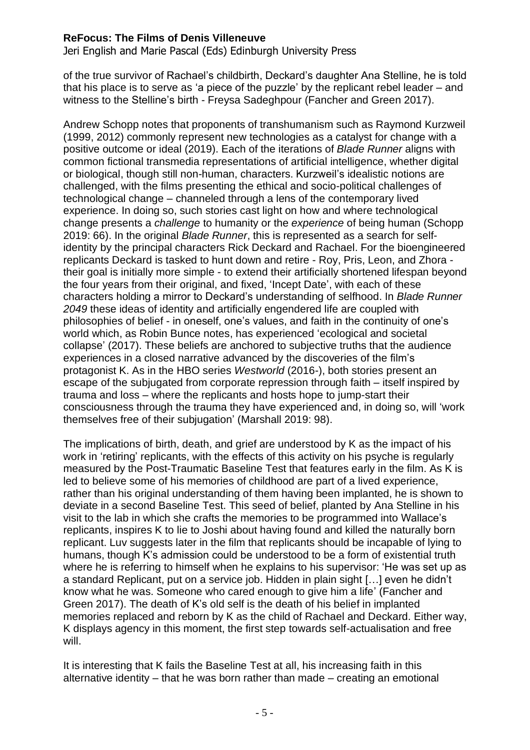of the true survivor of Rachael's childbirth, Deckard's daughter Ana Stelline, he is told that his place is to serve as 'a piece of the puzzle' by the replicant rebel leader – and witness to the Stelline's birth - Freysa Sadeghpour (Fancher and Green 2017).

Andrew Schopp notes that proponents of transhumanism such as Raymond Kurzweil (1999, 2012) commonly represent new technologies as a catalyst for change with a positive outcome or ideal (2019). Each of the iterations of *Blade Runner* aligns with common fictional transmedia representations of artificial intelligence, whether digital or biological, though still non-human, characters. Kurzweil's idealistic notions are challenged, with the films presenting the ethical and socio-political challenges of technological change – channeled through a lens of the contemporary lived experience. In doing so, such stories cast light on how and where technological change presents a *challenge* to humanity or the *experience* of being human (Schopp 2019: 66). In the original *Blade Runner*, this is represented as a search for self-identity by the principal characters Rick Deckard and Rachael. For the bioengineered replicants Deckard is tasked to hunt down and retire - Roy, Pris, Leon, and Zhora - their goal is initially more simple - to extend their artificially shortened lifespan beyond the four years from their original, and fixed, 'Incept Date', with each of these characters holding a mirror to Deckard's understanding of selfhood. In *Blade Runner 2049* these ideas of identity and artificially engendered life are coupled with philosophies of belief - in oneself, one's values, and faith in the continuity of one's world which, as Robin Bunce notes, has experienced 'ecological and societal collapse' (2017). These beliefs are anchored to subjective truths that the audience experiences in a closed narrative advanced by the discoveries of the film's protagonist K. As in the HBO series *Westworld* (2016-), both stories present an escape of the subjugated from corporate repression through faith – itself inspired by trauma and loss – where the replicants and hosts hope to jump-start their consciousness through the trauma they have experienced and, in doing so, will 'work themselves free of their subjugation' (Marshall 2019: 98).

The implications of birth, death, and grief are understood by K as the impact of his work in 'retiring' replicants, with the effects of this activity on his psyche is regularly measured by the Post-Traumatic Baseline Test that features early in the film. As K is led to believe some of his memories of childhood are part of a lived experience, rather than his original understanding of them having been implanted, he is shown to deviate in a second Baseline Test. This seed of belief, planted by Ana Stelline in his visit to the lab in which she crafts the memories to be programmed into Wallace's replicants, inspires K to lie to Joshi about having found and killed the naturally born replicant. Luv suggests later in the film that replicants should be incapable of lying to humans, though K's admission could be understood to be a form of existential truth where he is referring to himself when he explains to his supervisor: 'He was set up as a standard Replicant, put on a service job. Hidden in plain sight […] even he didn't know what he was. Someone who cared enough to give him a life' (Fancher and Green 2017). The death of K's old self is the death of his belief in implanted memories replaced and reborn by K as the child of Rachael and Deckard. Either way, K displays agency in this moment, the first step towards self-actualisation and free will.

It is interesting that K fails the Baseline Test at all, his increasing faith in this alternative identity – that he was born rather than made – creating an emotional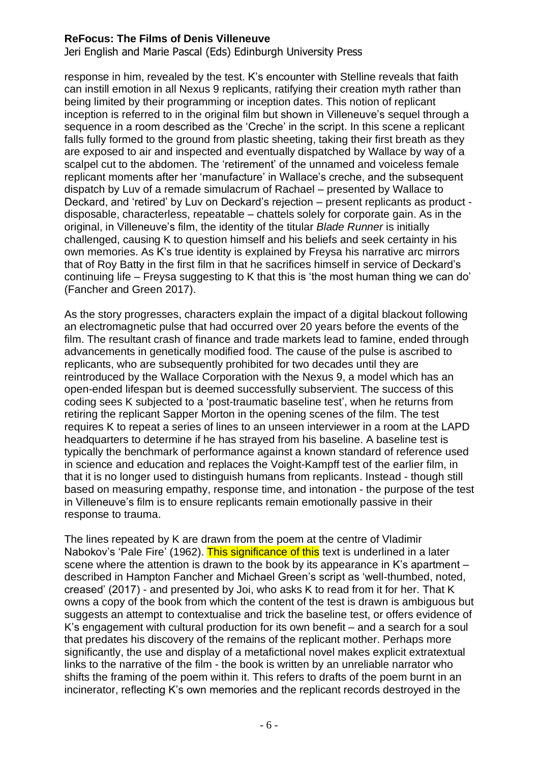response in him, revealed by the test. K's encounter with Stelline reveals that faith can instill emotion in all Nexus 9 replicants, ratifying their creation myth rather than being limited by their programming or inception dates. This notion of replicant inception is referred to in the original film but shown in Villeneuve's sequel through a sequence in a room described as the 'Creche' in the script. In this scene a replicant falls fully formed to the ground from plastic sheeting, taking their first breath as they are exposed to air and inspected and eventually dispatched by Wallace by way of a scalpel cut to the abdomen. The 'retirement' of the unnamed and voiceless female replicant moments after her 'manufacture' in Wallace's creche, and the subsequent dispatch by Luv of a remade simulacrum of Rachael – presented by Wallace to Deckard, and 'retired' by Luv on Deckard's rejection – present replicants as product - disposable, characterless, repeatable – chattels solely for corporate gain. As in the original, in Villeneuve's film, the identity of the titular *Blade Runner* is initially challenged, causing K to question himself and his beliefs and seek certainty in his own memories. As K's true identity is explained by Freysa his narrative arc mirrors that of Roy Batty in the first film in that he sacrifices himself in service of Deckard's continuing life – Freysa suggesting to K that this is 'the most human thing we can do' (Fancher and Green 2017).

As the story progresses, characters explain the impact of a digital blackout following an electromagnetic pulse that had occurred over 20 years before the events of the film. The resultant crash of finance and trade markets lead to famine, ended through advancements in genetically modified food. The cause of the pulse is ascribed to replicants, who are subsequently prohibited for two decades until they are reintroduced by the Wallace Corporation with the Nexus 9, a model which has an open-ended lifespan but is deemed successfully subservient. The success of this coding sees K subjected to a 'post-traumatic baseline test', when he returns from retiring the replicant Sapper Morton in the opening scenes of the film. The test requires K to repeat a series of lines to an unseen interviewer in a room at the LAPD headquarters to determine if he has strayed from his baseline. A baseline test is typically the benchmark of performance against a known standard of reference used in science and education and replaces the Voight-Kampff test of the earlier film, in that it is no longer used to distinguish humans from replicants. Instead - though still based on measuring empathy, response time, and intonation - the purpose of the test in Villeneuve's film is to ensure replicants remain emotionally passive in their response to trauma.

The lines repeated by K are drawn from the poem at the centre of Vladimir Nabokov's 'Pale Fire' (1962). This significance of this text is underlined in a later scene where the attention is drawn to the book by its appearance in K's apartment – described in Hampton Fancher and Michael Green's script as 'well-thumbed, noted, creased' (2017) - and presented by Joi, who asks K to read from it for her. That K owns a copy of the book from which the content of the test is drawn is ambiguous but suggests an attempt to contextualise and trick the baseline test, or offers evidence of K's engagement with cultural production for its own benefit – and a search for a soul that predates his discovery of the remains of the replicant mother. Perhaps more significantly, the use and display of a metafictional novel makes explicit extratextual links to the narrative of the film - the book is written by an unreliable narrator who shifts the framing of the poem within it. This refers to drafts of the poem burnt in an incinerator, reflecting K's own memories and the replicant records destroyed in the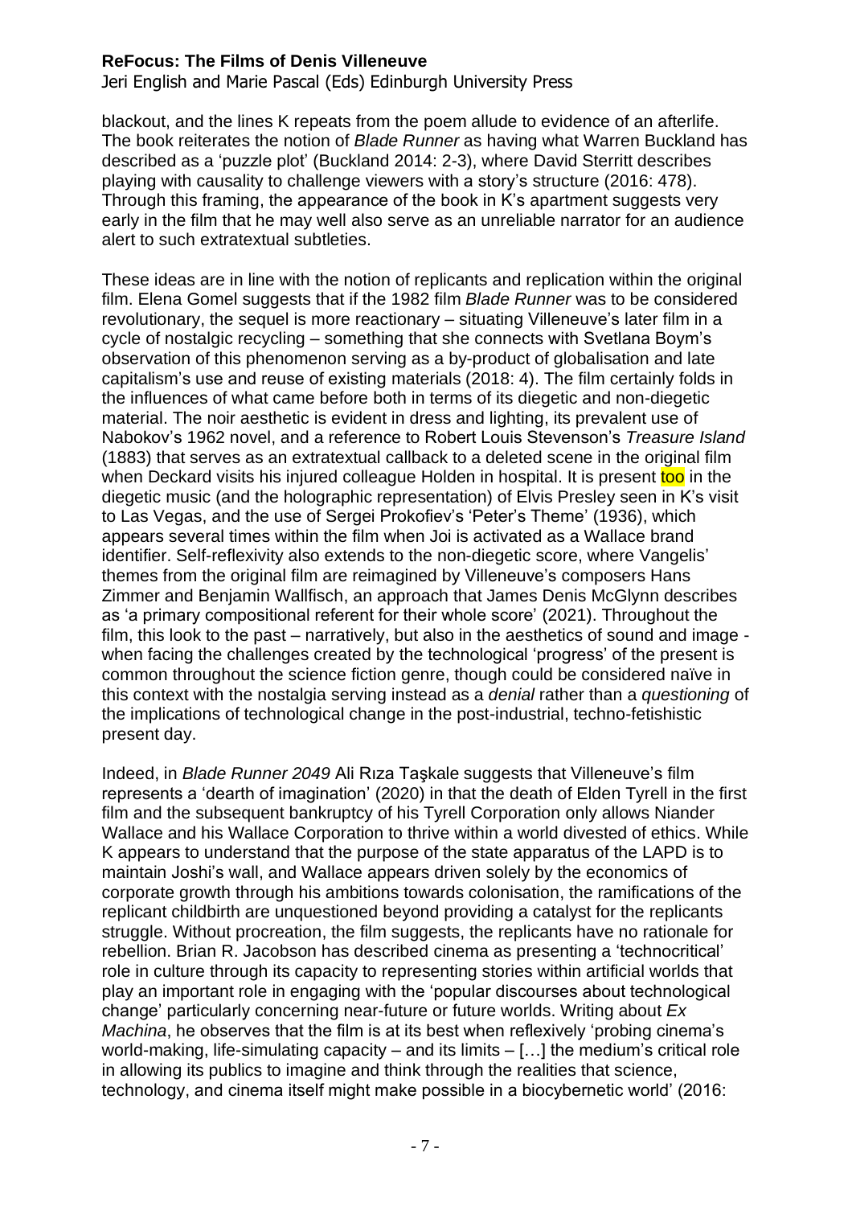blackout, and the lines K repeats from the poem allude to evidence of an afterlife. The book reiterates the notion of *Blade Runner* as having what Warren Buckland has described as a 'puzzle plot' (Buckland 2014: 2-3), where David Sterritt describes playing with causality to challenge viewers with a story's structure (2016: 478). Through this framing, the appearance of the book in K's apartment suggests very early in the film that he may well also serve as an unreliable narrator for an audience alert to such extratextual subtleties.

These ideas are in line with the notion of replicants and replication within the original film. Elena Gomel suggests that if the 1982 film *Blade Runner* was to be considered revolutionary, the sequel is more reactionary – situating Villeneuve's later film in a cycle of nostalgic recycling – something that she connects with Svetlana Boym's observation of this phenomenon serving as a by-product of globalisation and late capitalism's use and reuse of existing materials (2018: 4). The film certainly folds in the influences of what came before both in terms of its diegetic and non-diegetic material. The noir aesthetic is evident in dress and lighting, its prevalent use of Nabokov's 1962 novel, and a reference to Robert Louis Stevenson's *Treasure Island* (1883) that serves as an extratextual callback to a deleted scene in the original film when Deckard visits his injured colleague Holden in hospital. It is present too in the diegetic music (and the holographic representation) of Elvis Presley seen in K's visit to Las Vegas, and the use of Sergei Prokofiev's 'Peter's Theme' (1936), which appears several times within the film when Joi is activated as a Wallace brand identifier. Self-reflexivity also extends to the non-diegetic score, where Vangelis' themes from the original film are reimagined by Villeneuve's composers Hans Zimmer and Benjamin Wallfisch, an approach that James Denis McGlynn describes as 'a primary compositional referent for their whole score' (2021). Throughout the film, this look to the past – narratively, but also in the aesthetics of sound and image - when facing the challenges created by the technological 'progress' of the present is common throughout the science fiction genre, though could be considered naïve in this context with the nostalgia serving instead as a *denial* rather than a *questioning* of the implications of technological change in the post-industrial, techno-fetishistic present day.

Indeed, in *Blade Runner 2049* Ali Rıza Taşkale suggests that Villeneuve's film represents a 'dearth of imagination' (2020) in that the death of Elden Tyrell in the first film and the subsequent bankruptcy of his Tyrell Corporation only allows Niander Wallace and his Wallace Corporation to thrive within a world divested of ethics. While K appears to understand that the purpose of the state apparatus of the LAPD is to maintain Joshi's wall, and Wallace appears driven solely by the economics of corporate growth through his ambitions towards colonisation, the ramifications of the replicant childbirth are unquestioned beyond providing a catalyst for the replicants struggle. Without procreation, the film suggests, the replicants have no rationale for rebellion. Brian R. Jacobson has described cinema as presenting a 'technocritical' role in culture through its capacity to representing stories within artificial worlds that play an important role in engaging with the 'popular discourses about technological change' particularly concerning near-future or future worlds. Writing about *Ex Machina*, he observes that the film is at its best when reflexively 'probing cinema's world-making, life-simulating capacity – and its limits – […] the medium's critical role in allowing its publics to imagine and think through the realities that science, technology, and cinema itself might make possible in a biocybernetic world' (2016: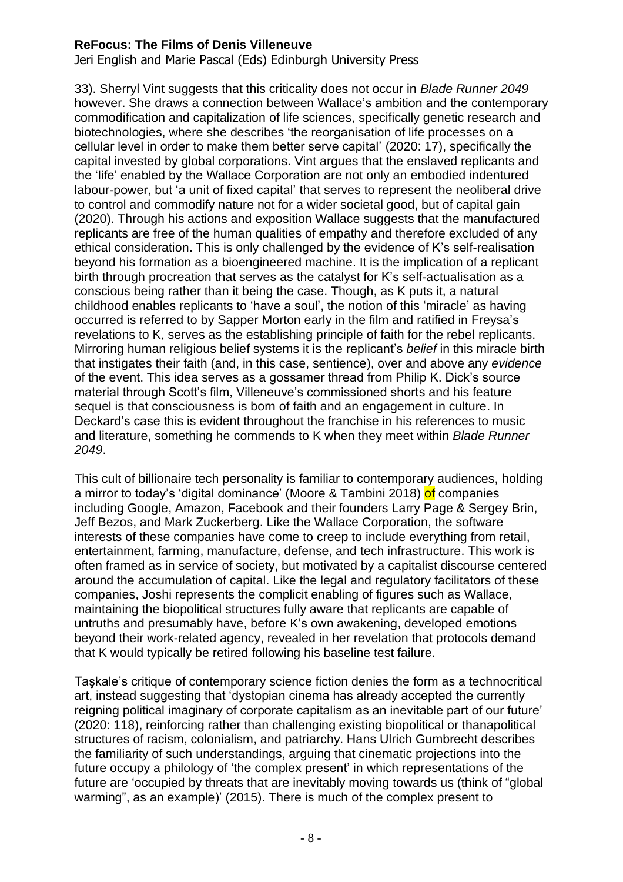33). Sherryl Vint suggests that this criticality does not occur in *Blade Runner 2049* however. She draws a connection between Wallace's ambition and the contemporary commodification and capitalization of life sciences, specifically genetic research and biotechnologies, where she describes 'the reorganisation of life processes on a cellular level in order to make them better serve capital' (2020: 17), specifically the capital invested by global corporations. Vint argues that the enslaved replicants and the 'life' enabled by the Wallace Corporation are not only an embodied indentured labour-power, but 'a unit of fixed capital' that serves to represent the neoliberal drive to control and commodify nature not for a wider societal good, but of capital gain (2020). Through his actions and exposition Wallace suggests that the manufactured replicants are free of the human qualities of empathy and therefore excluded of any ethical consideration. This is only challenged by the evidence of K's self-realisation beyond his formation as a bioengineered machine. It is the implication of a replicant birth through procreation that serves as the catalyst for K's self-actualisation as a conscious being rather than it being the case. Though, as K puts it, a natural childhood enables replicants to 'have a soul', the notion of this 'miracle' as having occurred is referred to by Sapper Morton early in the film and ratified in Freysa's revelations to K, serves as the establishing principle of faith for the rebel replicants. Mirroring human religious belief systems it is the replicant's *belief* in this miracle birth that instigates their faith (and, in this case, sentience), over and above any *evidence* of the event. This idea serves as a gossamer thread from Philip K. Dick's source material through Scott's film, Villeneuve's commissioned shorts and his feature sequel is that consciousness is born of faith and an engagement in culture. In Deckard's case this is evident throughout the franchise in his references to music and literature, something he commends to K when they meet within *Blade Runner 2049*.

This cult of billionaire tech personality is familiar to contemporary audiences, holding a mirror to today's 'digital dominance' (Moore & Tambini 2018) of companies including Google, Amazon, Facebook and their founders Larry Page & Sergey Brin, Jeff Bezos, and Mark Zuckerberg. Like the Wallace Corporation, the software interests of these companies have come to creep to include everything from retail, entertainment, farming, manufacture, defense, and tech infrastructure. This work is often framed as in service of society, but motivated by a capitalist discourse centered around the accumulation of capital. Like the legal and regulatory facilitators of these companies, Joshi represents the complicit enabling of figures such as Wallace, maintaining the biopolitical structures fully aware that replicants are capable of untruths and presumably have, before K's own awakening, developed emotions beyond their work-related agency, revealed in her revelation that protocols demand that K would typically be retired following his baseline test failure.

Taşkale's critique of contemporary science fiction denies the form as a technocritical art, instead suggesting that 'dystopian cinema has already accepted the currently reigning political imaginary of corporate capitalism as an inevitable part of our future' (2020: 118), reinforcing rather than challenging existing biopolitical or thanapolitical structures of racism, colonialism, and patriarchy. Hans Ulrich Gumbrecht describes the familiarity of such understandings, arguing that cinematic projections into the future occupy a philology of 'the complex present' in which representations of the future are 'occupied by threats that are inevitably moving towards us (think of "global warming", as an example)' (2015). There is much of the complex present to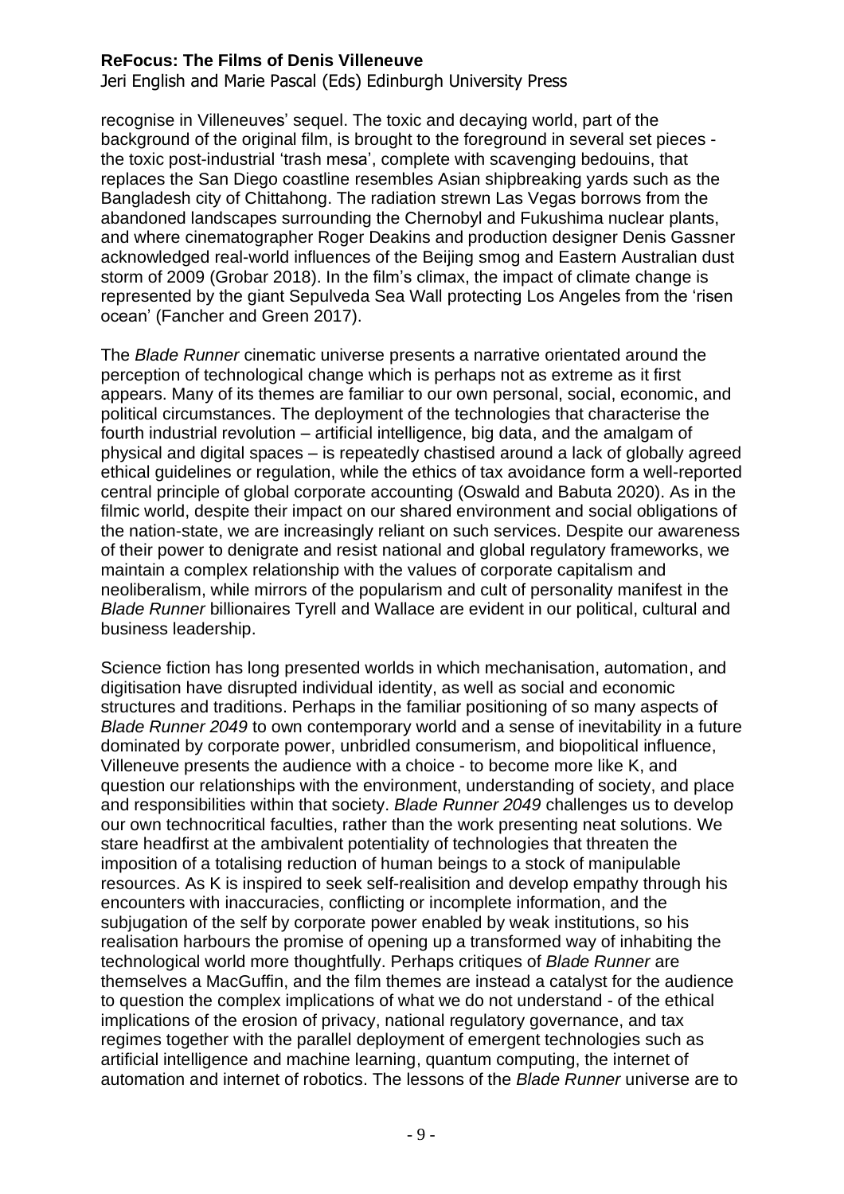recognise in Villeneuves' sequel. The toxic and decaying world, part of the background of the original film, is brought to the foreground in several set pieces - the toxic post-industrial 'trash mesa', complete with scavenging bedouins, that replaces the San Diego coastline resembles Asian shipbreaking yards such as the Bangladesh city of Chittahong. The radiation strewn Las Vegas borrows from the abandoned landscapes surrounding the Chernobyl and Fukushima nuclear plants, and where cinematographer Roger Deakins and production designer Denis Gassner acknowledged real-world influences of the Beijing smog and Eastern Australian dust storm of 2009 (Grobar 2018). In the film's climax, the impact of climate change is represented by the giant Sepulveda Sea Wall protecting Los Angeles from the 'risen ocean' (Fancher and Green 2017).

The *Blade Runner* cinematic universe presents a narrative orientated around the perception of technological change which is perhaps not as extreme as it first appears. Many of its themes are familiar to our own personal, social, economic, and political circumstances. The deployment of the technologies that characterise the fourth industrial revolution – artificial intelligence, big data, and the amalgam of physical and digital spaces – is repeatedly chastised around a lack of globally agreed ethical guidelines or regulation, while the ethics of tax avoidance form a well-reported central principle of global corporate accounting (Oswald and Babuta 2020). As in the filmic world, despite their impact on our shared environment and social obligations of the nation-state, we are increasingly reliant on such services. Despite our awareness of their power to denigrate and resist national and global regulatory frameworks, we maintain a complex relationship with the values of corporate capitalism and neoliberalism, while mirrors of the popularism and cult of personality manifest in the *Blade Runner* billionaires Tyrell and Wallace are evident in our political, cultural and business leadership.

Science fiction has long presented worlds in which mechanisation, automation, and digitisation have disrupted individual identity, as well as social and economic structures and traditions. Perhaps in the familiar positioning of so many aspects of *Blade Runner 2049* to own contemporary world and a sense of inevitability in a future dominated by corporate power, unbridled consumerism, and biopolitical influence, Villeneuve presents the audience with a choice - to become more like K, and question our relationships with the environment, understanding of society, and place and responsibilities within that society. *Blade Runner 2049* challenges us to develop our own technocritical faculties, rather than the work presenting neat solutions. We stare headfirst at the ambivalent potentiality of technologies that threaten the imposition of a totalising reduction of human beings to a stock of manipulable resources. As K is inspired to seek self-realisition and develop empathy through his encounters with inaccuracies, conflicting or incomplete information, and the subjugation of the self by corporate power enabled by weak institutions, so his realisation harbours the promise of opening up a transformed way of inhabiting the technological world more thoughtfully. Perhaps critiques of *Blade Runner* are themselves a MacGuffin, and the film themes are instead a catalyst for the audience to question the complex implications of what we do not understand - of the ethical implications of the erosion of privacy, national regulatory governance, and tax regimes together with the parallel deployment of emergent technologies such as artificial intelligence and machine learning, quantum computing, the internet of automation and internet of robotics. The lessons of the *Blade Runner* universe are to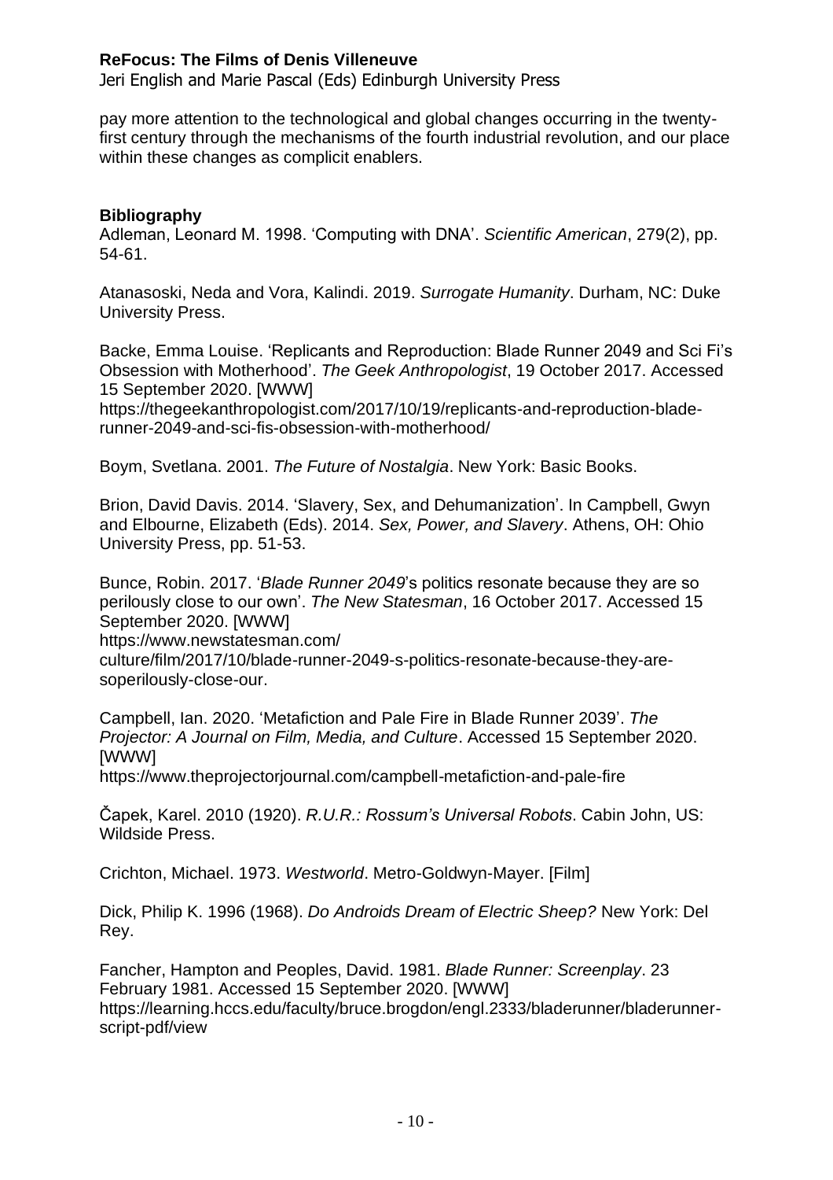pay more attention to the technological and global changes occurring in the twenty-first century through the mechanisms of the fourth industrial revolution, and our place within these changes as complicit enablers.

**Bibliography**

Adleman, Leonard M. 1998. 'Computing with DNA'. *Scientific American*, 279(2), pp. 54-61.

Atanasoski, Neda and Vora, Kalindi. 2019. *Surrogate Humanity*. Durham, NC: Duke University Press.

Backe, Emma Louise. 'Replicants and Reproduction: Blade Runner 2049 and Sci Fi's Obsession with Motherhood'. *The Geek Anthropologist*, 19 October 2017. Accessed 15 September 2020. [WWW] https://thegeekanthropologist.com/2017/10/19/replicants-and-reproduction-blade-runner-2049-and-sci-fis-obsession-with-motherhood/

Boym, Svetlana. 2001. *The Future of Nostalgia*. New York: Basic Books.

Brion, David Davis. 2014. 'Slavery, Sex, and Dehumanization'. In Campbell, Gwyn and Elbourne, Elizabeth (Eds). 2014. *Sex, Power, and Slavery*. Athens, OH: Ohio University Press, pp. 51-53.

Bunce, Robin. 2017. '*Blade Runner 2049*'s politics resonate because they are so perilously close to our own'. *The New Statesman*, 16 October 2017. Accessed 15 September 2020. [WWW] https://www.newstatesman.com/ culture/film/2017/10/blade-runner-2049-s-politics-resonate-because-they-are-soperilously-close-our.

Campbell, Ian. 2020. 'Metafiction and Pale Fire in Blade Runner 2039'. *The Projector: A Journal on Film, Media, and Culture*. Accessed 15 September 2020. [WWW] https://www.theprojectorjournal.com/campbell-metafiction-and-pale-fire

Čapek, Karel. 2010 (1920). *R.U.R.: Rossum's Universal Robots*. Cabin John, US: Wildside Press.

Crichton, Michael. 1973. *Westworld*. Metro-Goldwyn-Mayer. [Film]

Dick, Philip K. 1996 (1968). *Do Androids Dream of Electric Sheep?* New York: Del Rey.

Fancher, Hampton and Peoples, David. 1981. *Blade Runner: Screenplay*. 23 February 1981. Accessed 15 September 2020. [WWW] https://learning.hccs.edu/faculty/bruce.brogdon/engl.2333/bladerunner/bladerunner-script-pdf/view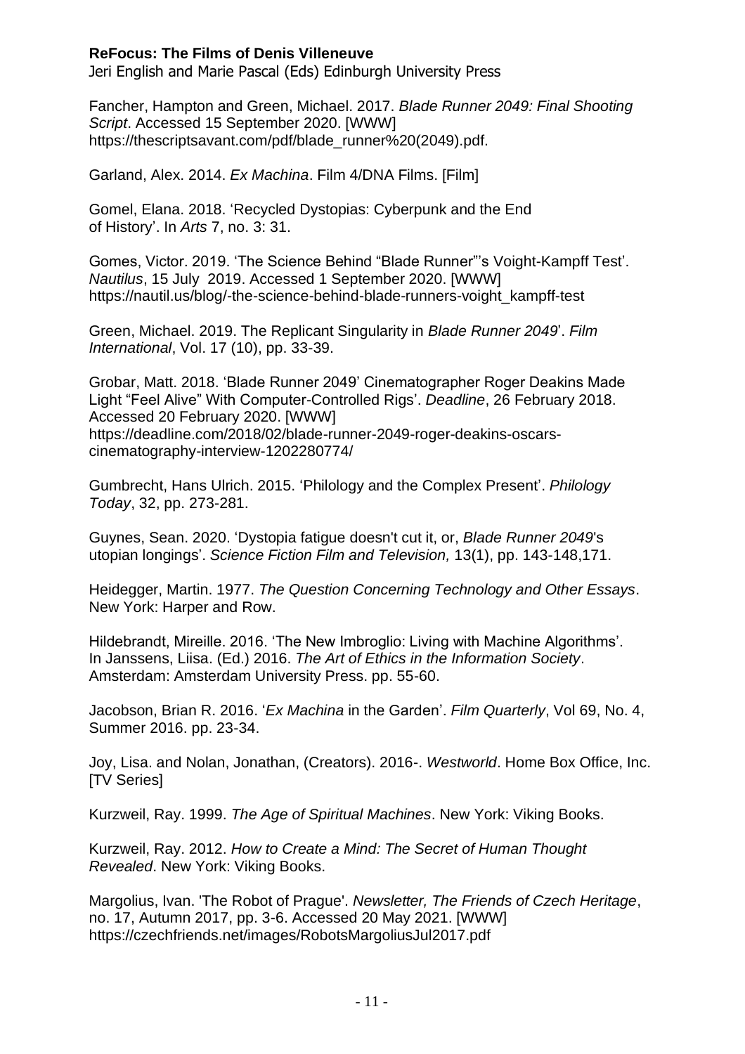**ReFocus: The Films of Denis Villeneuve**
Jeri English and Marie Pascal (Eds) Edinburgh University Press

Fancher, Hampton and Green, Michael. 2017. *Blade Runner 2049: Final Shooting Script*. Accessed 15 September 2020. [WWW] https://thescriptsavant.com/pdf/blade_runner%20(2049).pdf.

Garland, Alex. 2014. *Ex Machina*. Film 4/DNA Films. [Film]

Gomel, Elana. 2018. 'Recycled Dystopias: Cyberpunk and the End of History'. In *Arts* 7, no. 3: 31.

Gomes, Victor. 2019. 'The Science Behind "Blade Runner"'s Voight-Kampff Test'. *Nautilus*, 15 July 2019. Accessed 1 September 2020. [WWW] https://nautil.us/blog/-the-science-behind-blade-runners-voight_kampff-test

Green, Michael. 2019. The Replicant Singularity in *Blade Runner 2049*'. *Film International*, Vol. 17 (10), pp. 33-39.

Grobar, Matt. 2018. 'Blade Runner 2049' Cinematographer Roger Deakins Made Light "Feel Alive" With Computer-Controlled Rigs'. *Deadline*, 26 February 2018. Accessed 20 February 2020. [WWW] https://deadline.com/2018/02/blade-runner-2049-roger-deakins-oscars-cinematography-interview-1202280774/

Gumbrecht, Hans Ulrich. 2015. 'Philology and the Complex Present'. *Philology Today*, 32, pp. 273-281.

Guynes, Sean. 2020. 'Dystopia fatigue doesn't cut it, or, *Blade Runner 2049*'s utopian longings'. *Science Fiction Film and Television,* 13(1), pp. 143-148,171.

Heidegger, Martin. 1977. *The Question Concerning Technology and Other Essays*. New York: Harper and Row.

Hildebrandt, Mireille. 2016. 'The New Imbroglio: Living with Machine Algorithms'. In Janssens, Liisa. (Ed.) 2016. *The Art of Ethics in the Information Society*. Amsterdam: Amsterdam University Press. pp. 55-60.

Jacobson, Brian R. 2016. '*Ex Machina* in the Garden'. *Film Quarterly*, Vol 69, No. 4, Summer 2016. pp. 23-34.

Joy, Lisa. and Nolan, Jonathan, (Creators). 2016-. *Westworld*. Home Box Office, Inc. [TV Series]

Kurzweil, Ray. 1999. *The Age of Spiritual Machines*. New York: Viking Books.

Kurzweil, Ray. 2012. *How to Create a Mind: The Secret of Human Thought Revealed*. New York: Viking Books.

Margolius, Ivan. 'The Robot of Prague'. *Newsletter, The Friends of Czech Heritage*, no. 17, Autumn 2017, pp. 3-6. Accessed 20 May 2021. [WWW] https://czechfriends.net/images/RobotsMargoliusJul2017.pdf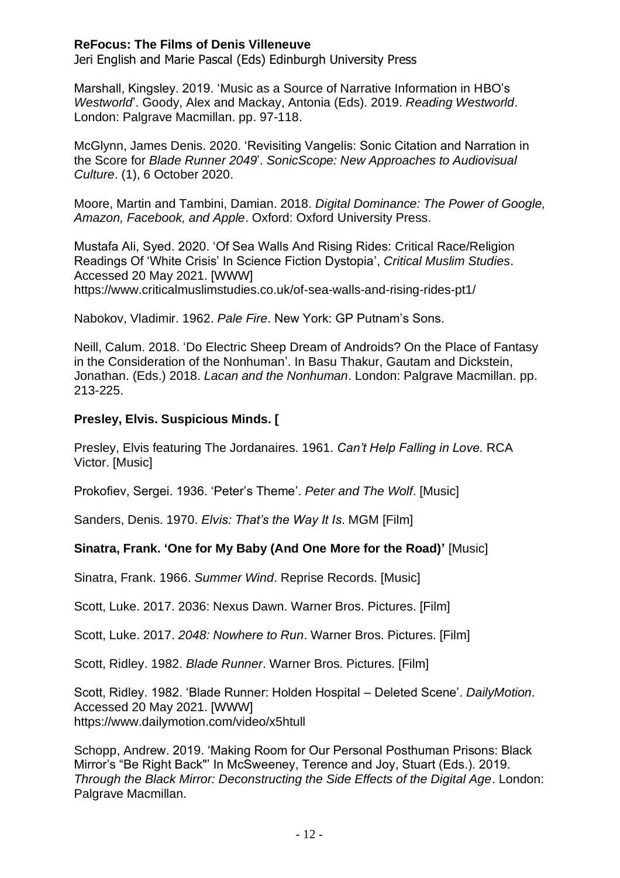**ReFocus: The Films of Denis Villeneuve**
Jeri English and Marie Pascal (Eds) Edinburgh University Press

Marshall, Kingsley. 2019. 'Music as a Source of Narrative Information in HBO's *Westworld*'. Goody, Alex and Mackay, Antonia (Eds). 2019. *Reading Westworld*. London: Palgrave Macmillan. pp. 97-118.

McGlynn, James Denis. 2020. 'Revisiting Vangelis: Sonic Citation and Narration in the Score for *Blade Runner 2049*'. *SonicScope: New Approaches to Audiovisual Culture*. (1), 6 October 2020.

Moore, Martin and Tambini, Damian. 2018. *Digital Dominance: The Power of Google, Amazon, Facebook, and Apple*. Oxford: Oxford University Press.

Mustafa Ali, Syed. 2020. 'Of Sea Walls And Rising Rides: Critical Race/Religion Readings Of 'White Crisis' In Science Fiction Dystopia', *Critical Muslim Studies*. Accessed 20 May 2021. [WWW] https://www.criticalmuslimstudies.co.uk/of-sea-walls-and-rising-rides-pt1/

Nabokov, Vladimir. 1962. *Pale Fire*. New York: GP Putnam's Sons.

Neill, Calum. 2018. 'Do Electric Sheep Dream of Androids? On the Place of Fantasy in the Consideration of the Nonhuman'. In Basu Thakur, Gautam and Dickstein, Jonathan. (Eds.) 2018. *Lacan and the Nonhuman*. London: Palgrave Macmillan. pp. 213-225.

**Presley, Elvis. Suspicious Minds. [**

Presley, Elvis featuring The Jordanaires. 1961. *Can't Help Falling in Love.* RCA Victor. [Music]

Prokofiev, Sergei. 1936. 'Peter's Theme'. *Peter and The Wolf*. [Music]

Sanders, Denis. 1970. *Elvis: That's the Way It Is*. MGM [Film]

**Sinatra, Frank. 'One for My Baby (And One More for the Road)'** [Music]

Sinatra, Frank. 1966. *Summer Wind*. Reprise Records. [Music]

Scott, Luke. 2017. 2036: Nexus Dawn. Warner Bros. Pictures. [Film]

Scott, Luke. 2017. *2048: Nowhere to Run*. Warner Bros. Pictures. [Film]

Scott, Ridley. 1982. *Blade Runner*. Warner Bros. Pictures. [Film]

Scott, Ridley. 1982. 'Blade Runner: Holden Hospital – Deleted Scene'. *DailyMotion*. Accessed 20 May 2021. [WWW] https://www.dailymotion.com/video/x5htull

Schopp, Andrew. 2019. 'Making Room for Our Personal Posthuman Prisons: Black Mirror's "Be Right Back"' In McSweeney, Terence and Joy, Stuart (Eds.). 2019. *Through the Black Mirror: Deconstructing the Side Effects of the Digital Age*. London: Palgrave Macmillan.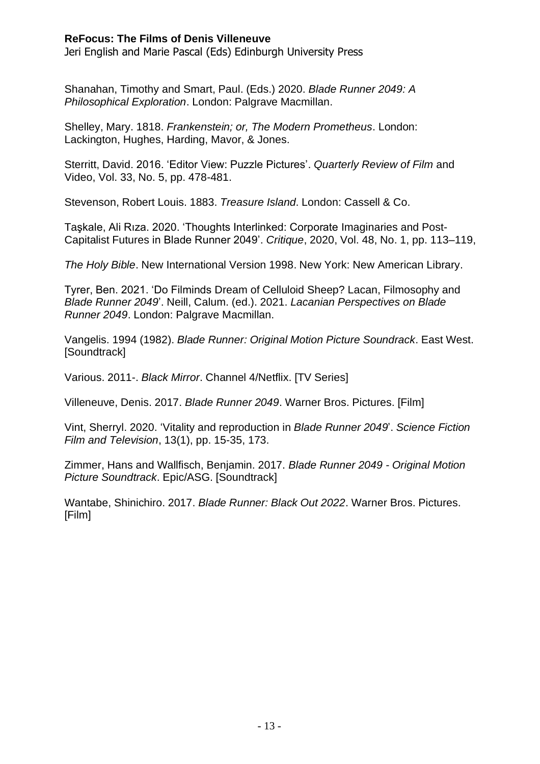Shanahan, Timothy and Smart, Paul. (Eds.) 2020. *Blade Runner 2049: A Philosophical Exploration*. London: Palgrave Macmillan.

Shelley, Mary. 1818. *Frankenstein; or, The Modern Prometheus*. London: Lackington, Hughes, Harding, Mavor, & Jones.

Sterritt, David. 2016. 'Editor View: Puzzle Pictures'. *Quarterly Review of Film* and Video, Vol. 33, No. 5, pp. 478-481.

Stevenson, Robert Louis. 1883. *Treasure Island*. London: Cassell & Co.

Taşkale, Ali Rıza. 2020. 'Thoughts Interlinked: Corporate Imaginaries and Post-Capitalist Futures in Blade Runner 2049'. *Critique*, 2020, Vol. 48, No. 1, pp. 113–119,

*The Holy Bible*. New International Version 1998. New York: New American Library.

Tyrer, Ben. 2021. 'Do Filminds Dream of Celluloid Sheep? Lacan, Filmosophy and *Blade Runner 2049*'. Neill, Calum. (ed.). 2021. *Lacanian Perspectives on Blade Runner 2049*. London: Palgrave Macmillan.

Vangelis. 1994 (1982). *Blade Runner: Original Motion Picture Soundrack*. East West. [Soundtrack]

Various. 2011-. *Black Mirror*. Channel 4/Netflix. [TV Series]

Villeneuve, Denis. 2017. *Blade Runner 2049*. Warner Bros. Pictures. [Film]

Vint, Sherryl. 2020. 'Vitality and reproduction in *Blade Runner 2049*'. *Science Fiction Film and Television*, 13(1), pp. 15-35, 173.

Zimmer, Hans and Wallfisch, Benjamin. 2017. *Blade Runner 2049 - Original Motion Picture Soundtrack*. Epic/ASG. [Soundtrack]

Wantabe, Shinichiro. 2017. *Blade Runner: Black Out 2022*. Warner Bros. Pictures. [Film]